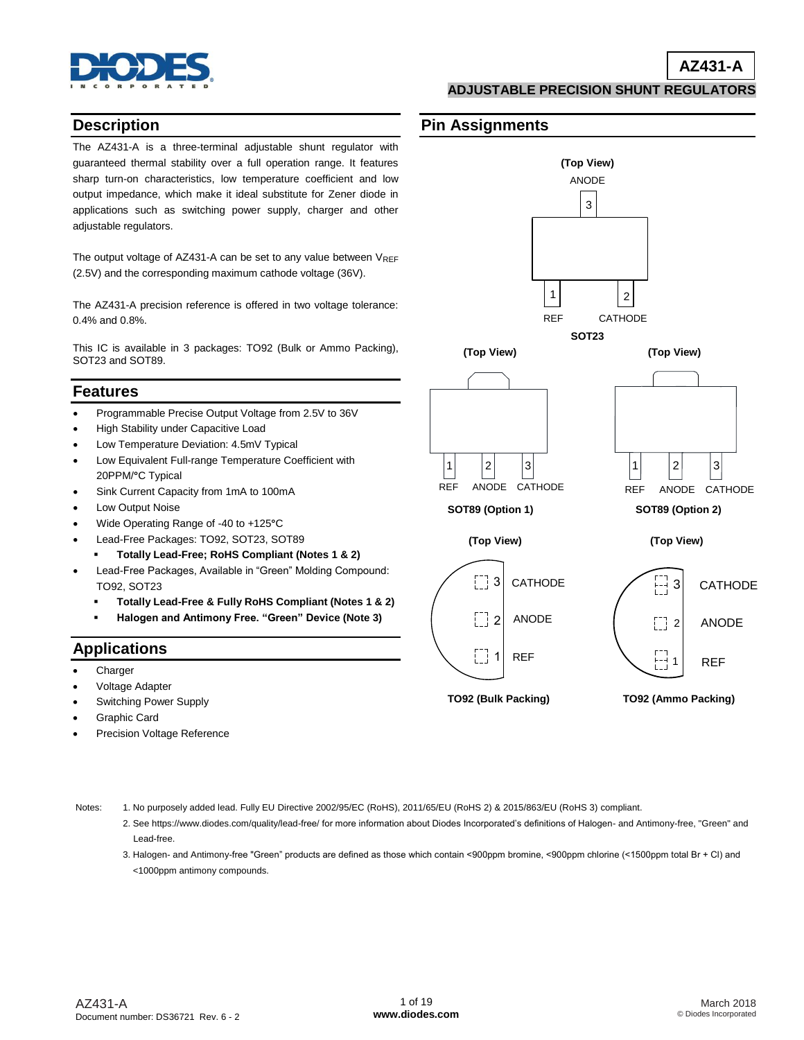# AZ431-A

## ADJUSTABLE PRECISION SHUNT REGULATORS

## Description

The AZ431-A is a three-terminal adjustable shunt regulator with guaranteed thermal stability over a full operation range. It features sharp turn-on characteristics, low temperature coefficient and low output impedance, which make it ideal substitute for Zener diode in applications such as switching power supply, charger and other adjustable regulators.

The output voltage of AZ431-A can be set to any value between $V_{REF}$ (2.5V) and the corresponding maximum cathode voltage (36V).

The AZ431-A precision reference is offered in two voltage tolerance: 0.4% and 0.8%.

This IC is available in 3 packages: TO92 (Bulk or Ammo Packing), SOT23 and SOT89.

## Features

- Programmable Precise Output Voltage from 2.5V to 36V
- High Stability under Capacitive Load
- Low Temperature Deviation: 4.5mV Typical
- Low Equivalent Full-range Temperature Coefficient with 20PPM/°C Typical
- Sink Current Capacity from 1mA to 100mA
- Low Output Noise
- Wide Operating Range of -40 to +125°C
- Lead-Free Packages: TO92, SOT23, SOT89
  - **Totally Lead-Free; RoHS Compliant (Notes 1 & 2)**
- Lead-Free Packages, Available in "Green" Molding Compound: TO92, SOT23
  - **Totally Lead-Free & Fully RoHS Compliant (Notes 1 & 2)**
  - **Halogen and Antimony Free. "Green" Device (Note 3)**

## Applications

- Charger
- Voltage Adapter
- Switching Power Supply
- Graphic Card
- Precision Voltage Reference

## Pin Assignments

**SOT23** (Top View): 1 – REF, 2 – CATHODE, 3 – ANODE

**SOT89 (Option 1)** (Top View): 1 – REF, 2 – ANODE, 3 – CATHODE

**SOT89 (Option 2)** (Top View): 1 – REF, 2 – ANODE, 3 – CATHODE

**TO92 (Bulk Packing)** (Top View): 3 – CATHODE, 2 – ANODE, 1 – REF

**TO92 (Ammo Packing)** (Top View): 3 – CATHODE, 2 – ANODE, 1 – REF

Notes:
1. No purposely added lead. Fully EU Directive 2002/95/EC (RoHS), 2011/65/EU (RoHS 2) & 2015/863/EU (RoHS 3) compliant.
2. See https://www.diodes.com/quality/lead-free/ for more information about Diodes Incorporated's definitions of Halogen- and Antimony-free, "Green" and Lead-free.
3. Halogen- and Antimony-free "Green" products are defined as those which contain <900ppm bromine, <900ppm chlorine (<1500ppm total Br + Cl) and <1000ppm antimony compounds.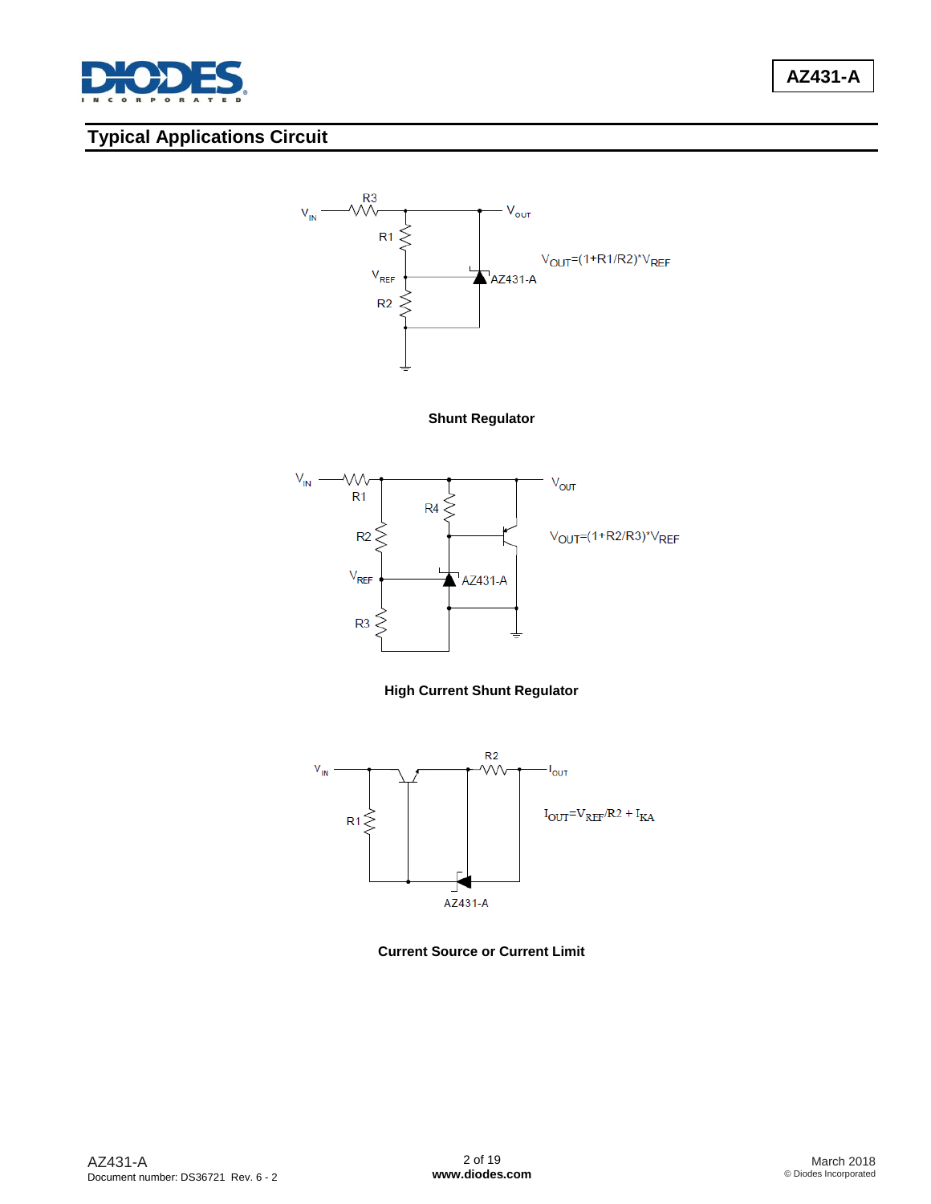## Typical Applications Circuit

$V_{OUT}=(1+R1/R2)*V_{REF}$

**Shunt Regulator**

$V_{OUT}=(1+R2/R3)*V_{REF}$

**High Current Shunt Regulator**

$I_{OUT}=V_{REF}/R2 + I_{KA}$

**Current Source or Current Limit**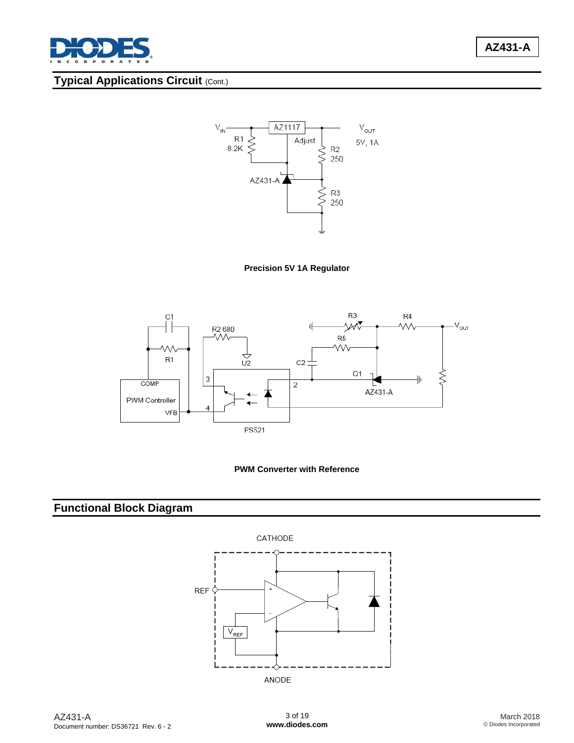## Typical Applications Circuit (Cont.)

**Precision 5V 1A Regulator**

**PWM Converter with Reference**

## Functional Block Diagram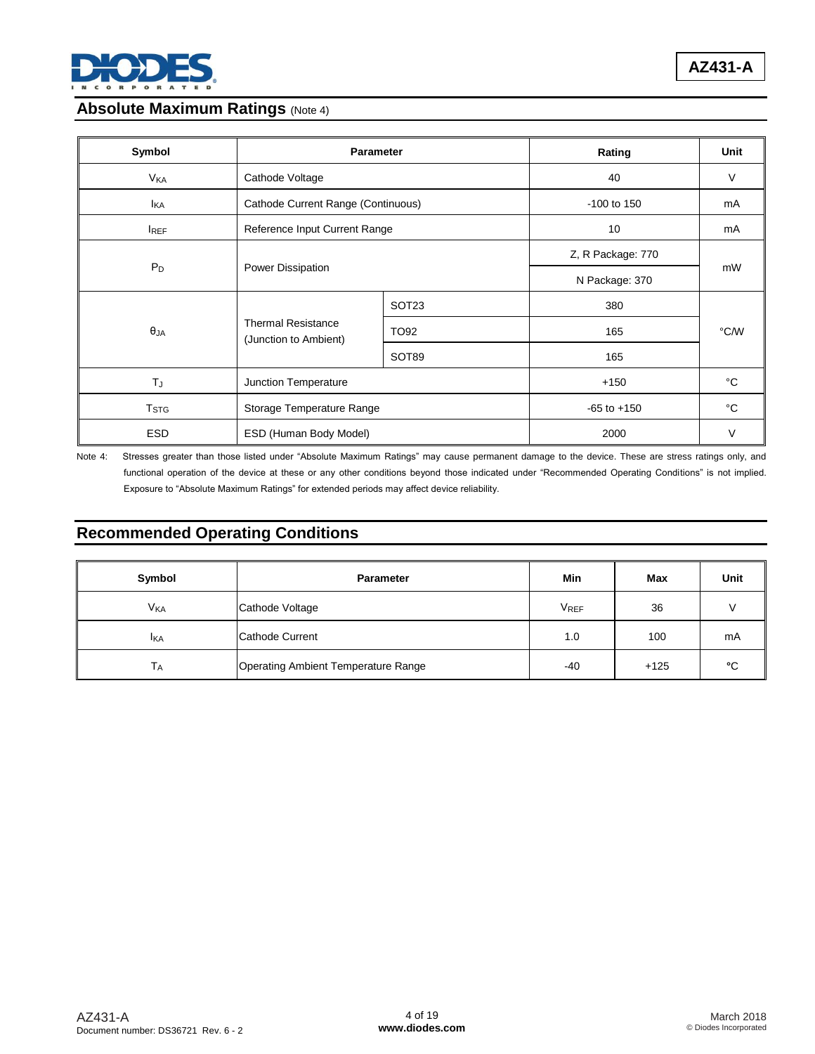## Absolute Maximum Ratings (Note 4)

| Symbol | Parameter | | Rating | Unit |
|---|---|---|---|---|
| $V_{KA}$ | Cathode Voltage | | 40 | V |
| $I_{KA}$ | Cathode Current Range (Continuous) | | -100 to 150 | mA |
| $I_{REF}$ | Reference Input Current Range | | 10 | mA |
| $P_D$ | Power Dissipation | | Z, R Package: 770 | mW |
| | | | N Package: 370 | |
| $\theta_{JA}$ | Thermal Resistance (Junction to Ambient) | SOT23 | 380 | °C/W |
| | | TO92 | 165 | |
| | | SOT89 | 165 | |
| $T_J$ | Junction Temperature | | +150 | °C |
| $T_{STG}$ | Storage Temperature Range | | -65 to +150 | °C |
| ESD | ESD (Human Body Model) | | 2000 | V |

Note 4: Stresses greater than those listed under "Absolute Maximum Ratings" may cause permanent damage to the device. These are stress ratings only, and functional operation of the device at these or any other conditions beyond those indicated under "Recommended Operating Conditions" is not implied. Exposure to "Absolute Maximum Ratings" for extended periods may affect device reliability.

## Recommended Operating Conditions

| Symbol | Parameter | Min | Max | Unit |
|---|---|---|---|---|
| $V_{KA}$ | Cathode Voltage | $V_{REF}$ | 36 | V |
| $I_{KA}$ | Cathode Current | 1.0 | 100 | mA |
| $T_A$ | Operating Ambient Temperature Range | -40 | +125 | °C |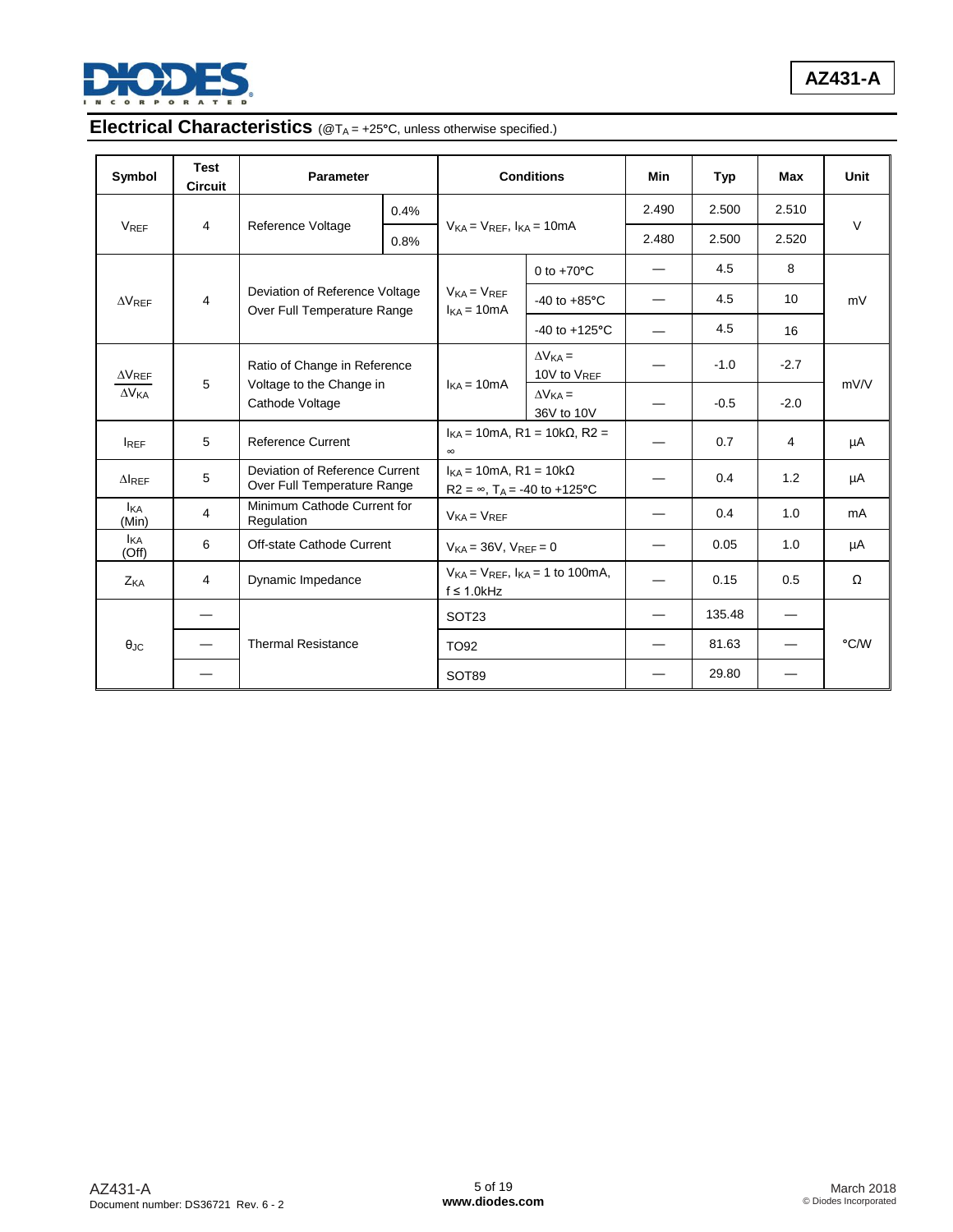## Electrical Characteristics (@$T_A$ = +25°C, unless otherwise specified.)

| Symbol | Test Circuit | Parameter | | Conditions | | Min | Typ | Max | Unit |
|---|---|---|---|---|---|---|---|---|---|
| $V_{REF}$ | 4 | Reference Voltage | 0.4% | $V_{KA} = V_{REF}$, $I_{KA}$ = 10mA | | 2.490 | 2.500 | 2.510 | V |
| | | | 0.8% | | | 2.480 | 2.500 | 2.520 | |
| $\Delta V_{REF}$ | 4 | Deviation of Reference Voltage Over Full Temperature Range | | $V_{KA} = V_{REF}$ $I_{KA}$ = 10mA | 0 to +70°C | — | 4.5 | 8 | mV |
| | | | | | -40 to +85°C | — | 4.5 | 10 | |
| | | | | | -40 to +125°C | — | 4.5 | 16 | |
| $\frac{\Delta V_{REF}}{\Delta V_{KA}}$ | 5 | Ratio of Change in Reference Voltage to the Change in Cathode Voltage | | $I_{KA}$ = 10mA | $\Delta V_{KA}$ = 10V to $V_{REF}$ | — | -1.0 | -2.7 | mV/V |
| | | | | | $\Delta V_{KA}$ = 36V to 10V | — | -0.5 | -2.0 | |
| $I_{REF}$ | 5 | Reference Current | | $I_{KA}$ = 10mA, R1 = 10kΩ, R2 = ∞ | | — | 0.7 | 4 | µA |
| $\Delta I_{REF}$ | 5 | Deviation of Reference Current Over Full Temperature Range | | $I_{KA}$ = 10mA, R1 = 10kΩ R2 = ∞, $T_A$ = -40 to +125°C | | — | 0.4 | 1.2 | µA |
| $I_{KA}$ (Min) | 4 | Minimum Cathode Current for Regulation | | $V_{KA} = V_{REF}$ | | — | 0.4 | 1.0 | mA |
| $I_{KA}$ (Off) | 6 | Off-state Cathode Current | | $V_{KA}$ = 36V, $V_{REF}$ = 0 | | — | 0.05 | 1.0 | µA |
| $Z_{KA}$ | 4 | Dynamic Impedance | | $V_{KA} = V_{REF}$, $I_{KA}$ = 1 to 100mA, f ≤ 1.0kHz | | — | 0.15 | 0.5 | Ω |
| $\theta_{JC}$ | — | Thermal Resistance | | SOT23 | | — | 135.48 | — | °C/W |
| | — | | | TO92 | | — | 81.63 | — | |
| | — | | | SOT89 | | — | 29.80 | — | |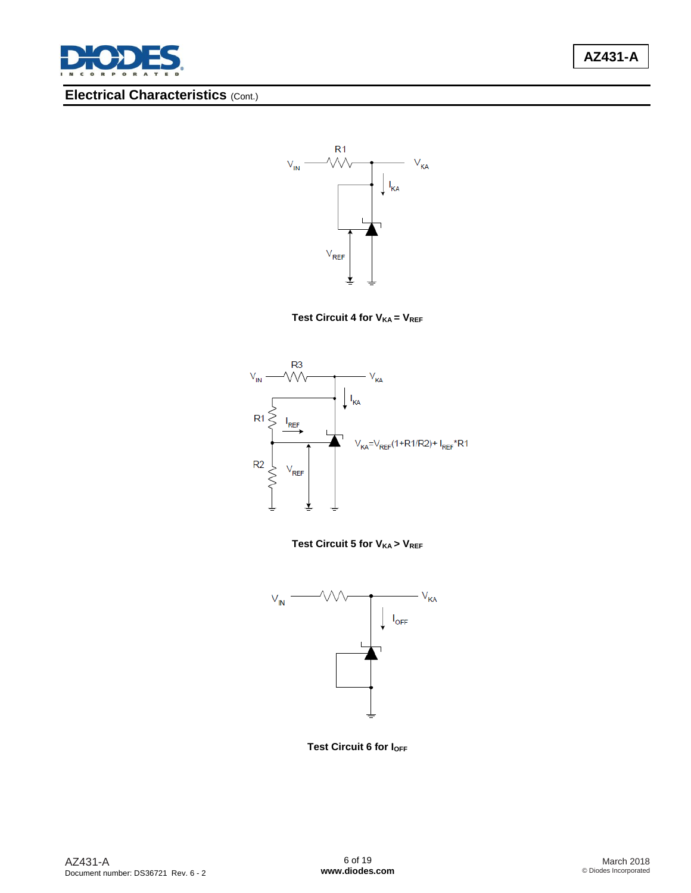## Electrical Characteristics (Cont.)

Test Circuit 4 for $V_{KA} = V_{REF}$

$V_{KA} = V_{REF}(1+R1/R2) + I_{REF} * R1$

Test Circuit 5 for $V_{KA} > V_{REF}$

Test Circuit 6 for $I_{OFF}$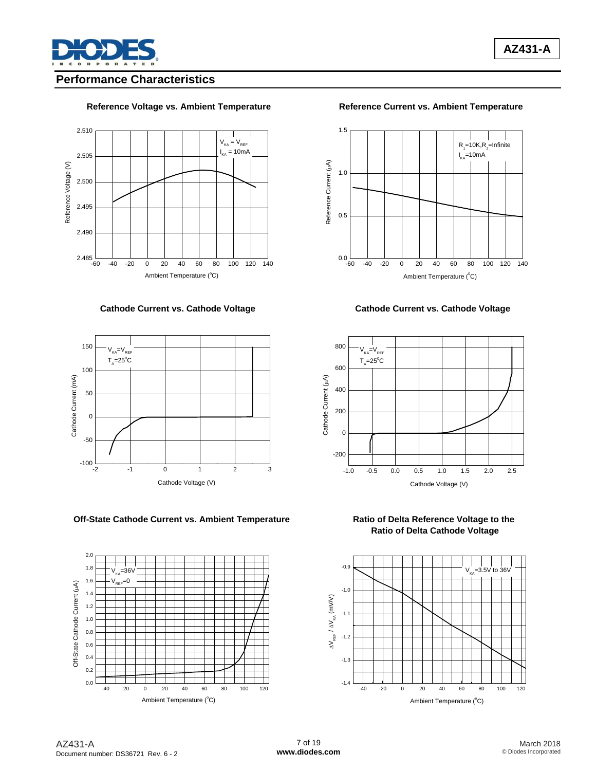## Performance Characteristics

**Reference Voltage vs. Ambient Temperature**

$V_{KA} = V_{REF}$
$I_{KA} = 10mA$

Reference Voltage (V)

Ambient Temperature ($^oC$)

**Reference Current vs. Ambient Temperature**

$R_1$=10K,$R_2$=Infinite
$I_{KA}$=10mA

Reference Current (μA)

Ambient Temperature ($^oC$)

**Cathode Current vs. Cathode Voltage**

$V_{KA}$=$V_{REF}$
$T_A$=25$^oC$

Cathode Current (mA)

Cathode Voltage (V)

**Cathode Current vs. Cathode Voltage**

$V_{KA}$=$V_{REF}$
$T_A$=25$^oC$

Cathode Current (μA)

Cathode Voltage (V)

**Off-State Cathode Current vs. Ambient Temperature**

$V_{KA}$=36V
$V_{REF}$=0

Off-State Cathode Current (μA)

Ambient Temperature ($^oC$)

**Ratio of Delta Reference Voltage to the Ratio of Delta Cathode Voltage**

$V_{KA}$=3.5V to 36V

$\Delta V_{REF}$ / $\Delta V_{KA}$ (mV/V)

Ambient Temperature ($^oC$)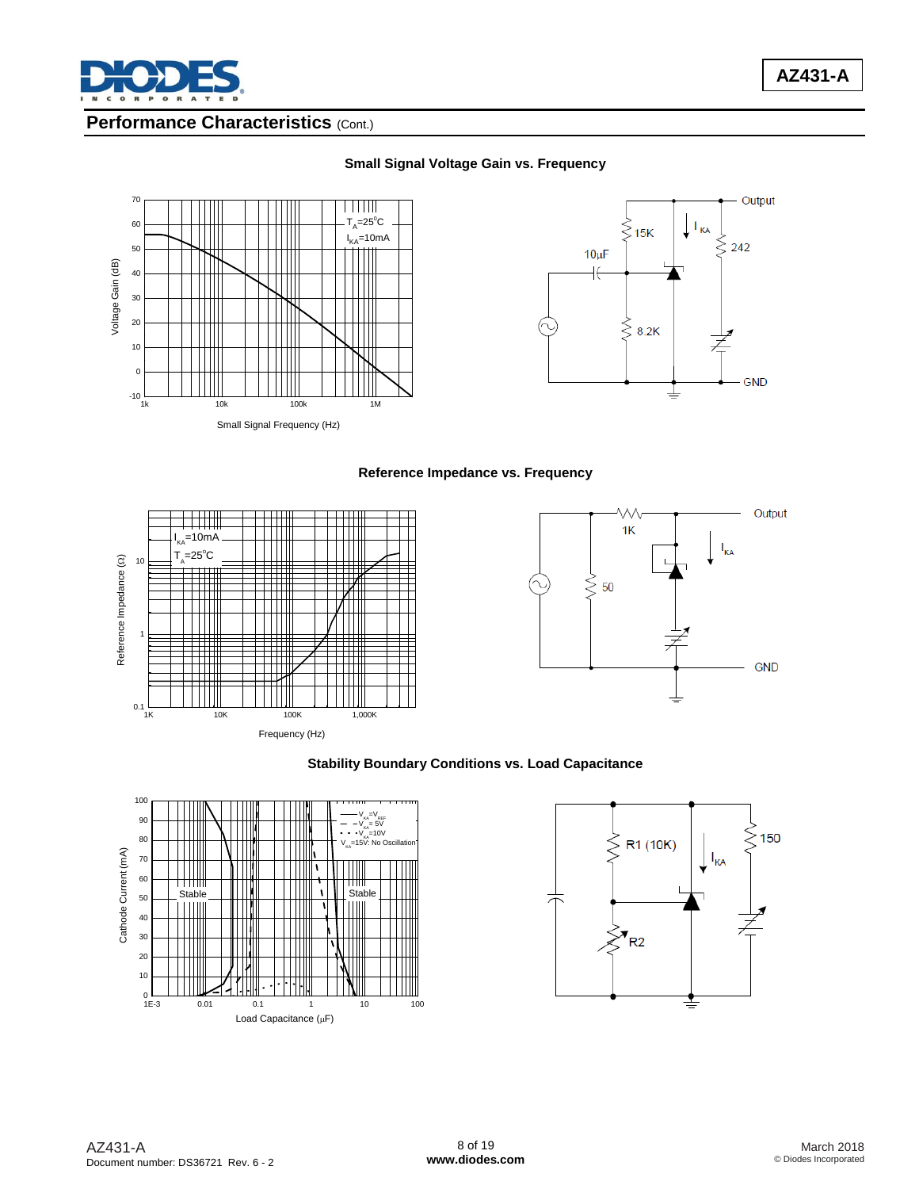## Performance Characteristics (Cont.)

**Small Signal Voltage Gain vs. Frequency**

**Reference Impedance vs. Frequency**

**Stability Boundary Conditions vs. Load Capacitance**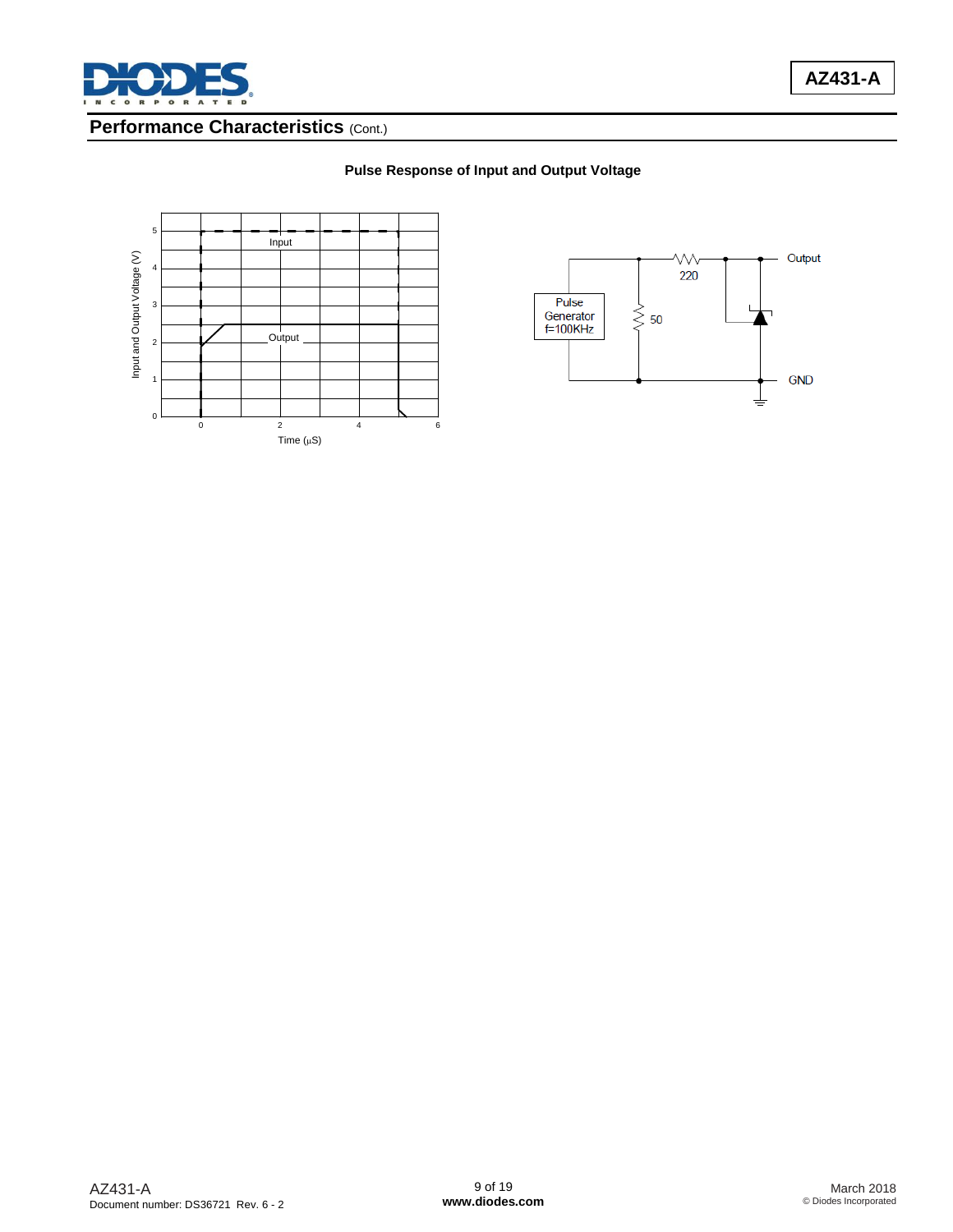## Performance Characteristics (Cont.)

**Pulse Response of Input and Output Voltage**

Input

Output

Input and Output Voltage (V)

Time (μS)

Pulse Generator f=100KHz

220

50

Output

GND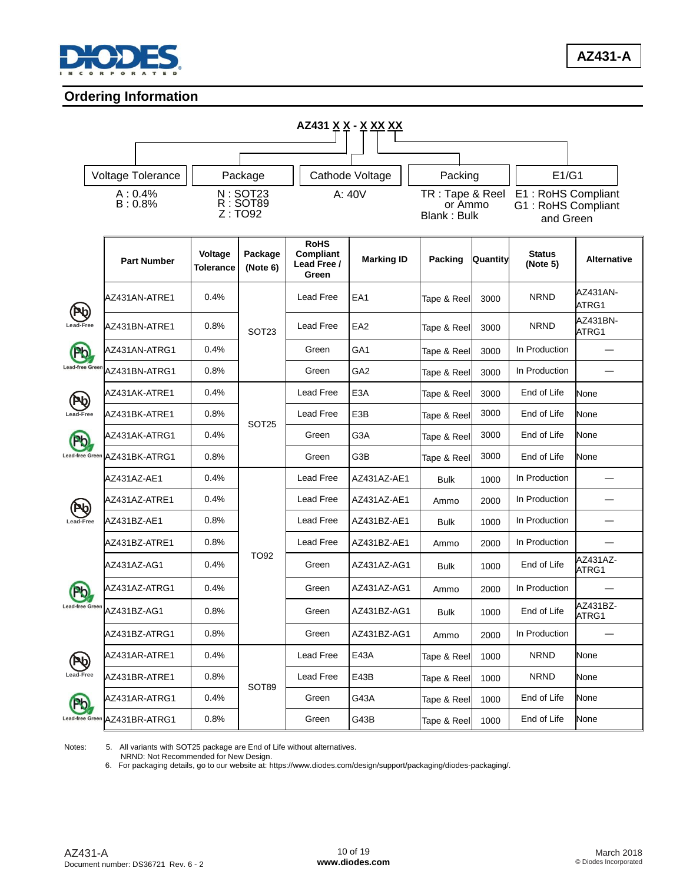## Ordering Information

**AZ431 X X - X XX XX**

| Voltage Tolerance | Package | Cathode Voltage | Packing | E1/G1 |
|---|---|---|---|---|
| A : 0.4%<br>B : 0.8% | N : SOT23<br>R : SOT89<br>Z : TO92 | A: 40V | TR : Tape & Reel or Ammo<br>Blank : Bulk | E1 : RoHS Compliant<br>G1 : RoHS Compliant and Green |

| | Part Number | Voltage Tolerance | Package (Note 6) | RoHS Compliant Lead Free / Green | Marking ID | Packing | Quantity | Status (Note 5) | Alternative |
|---|---|---|---|---|---|---|---|---|---|
| Lead-Free | AZ431AN-ATRE1 | 0.4% | SOT23 | Lead Free | EA1 | Tape & Reel | 3000 | NRND | AZ431AN-ATRG1 |
| Lead-Free | AZ431BN-ATRE1 | 0.8% | SOT23 | Lead Free | EA2 | Tape & Reel | 3000 | NRND | AZ431BN-ATRG1 |
| Lead-free Green | AZ431AN-ATRG1 | 0.4% | SOT23 | Green | GA1 | Tape & Reel | 3000 | In Production | — |
| Lead-free Green | AZ431BN-ATRG1 | 0.8% | SOT23 | Green | GA2 | Tape & Reel | 3000 | In Production | — |
| Lead-Free | AZ431AK-ATRE1 | 0.4% | SOT25 | Lead Free | E3A | Tape & Reel | 3000 | End of Life | None |
| Lead-Free | AZ431BK-ATRE1 | 0.8% | SOT25 | Lead Free | E3B | Tape & Reel | 3000 | End of Life | None |
| Lead-free Green | AZ431AK-ATRG1 | 0.4% | SOT25 | Green | G3A | Tape & Reel | 3000 | End of Life | None |
| Lead-free Green | AZ431BK-ATRG1 | 0.8% | SOT25 | Green | G3B | Tape & Reel | 3000 | End of Life | None |
| Lead-Free | AZ431AZ-AE1 | 0.4% | TO92 | Lead Free | AZ431AZ-AE1 | Bulk | 1000 | In Production | — |
| Lead-Free | AZ431AZ-ATRE1 | 0.4% | TO92 | Lead Free | AZ431AZ-AE1 | Ammo | 2000 | In Production | — |
| Lead-Free | AZ431BZ-AE1 | 0.8% | TO92 | Lead Free | AZ431BZ-AE1 | Bulk | 1000 | In Production | — |
| Lead-Free | AZ431BZ-ATRE1 | 0.8% | TO92 | Lead Free | AZ431BZ-AE1 | Ammo | 2000 | In Production | — |
| Lead-free Green | AZ431AZ-AG1 | 0.4% | TO92 | Green | AZ431AZ-AG1 | Bulk | 1000 | End of Life | AZ431AZ-ATRG1 |
| Lead-free Green | AZ431AZ-ATRG1 | 0.4% | TO92 | Green | AZ431AZ-AG1 | Ammo | 2000 | In Production | — |
| Lead-free Green | AZ431BZ-AG1 | 0.8% | TO92 | Green | AZ431BZ-AG1 | Bulk | 1000 | End of Life | AZ431BZ-ATRG1 |
| Lead-free Green | AZ431BZ-ATRG1 | 0.8% | TO92 | Green | AZ431BZ-AG1 | Ammo | 2000 | In Production | — |
| Lead-Free | AZ431AR-ATRE1 | 0.4% | SOT89 | Lead Free | E43A | Tape & Reel | 1000 | NRND | None |
| Lead-Free | AZ431BR-ATRE1 | 0.8% | SOT89 | Lead Free | E43B | Tape & Reel | 1000 | NRND | None |
| Lead-free Green | AZ431AR-ATRG1 | 0.4% | SOT89 | Green | G43A | Tape & Reel | 1000 | End of Life | None |
| Lead-free Green | AZ431BR-ATRG1 | 0.8% | SOT89 | Green | G43B | Tape & Reel | 1000 | End of Life | None |

Notes:
5. All variants with SOT25 package are End of Life without alternatives.
   NRND: Not Recommended for New Design.
6. For packaging details, go to our website at: https://www.diodes.com/design/support/packaging/diodes-packaging/.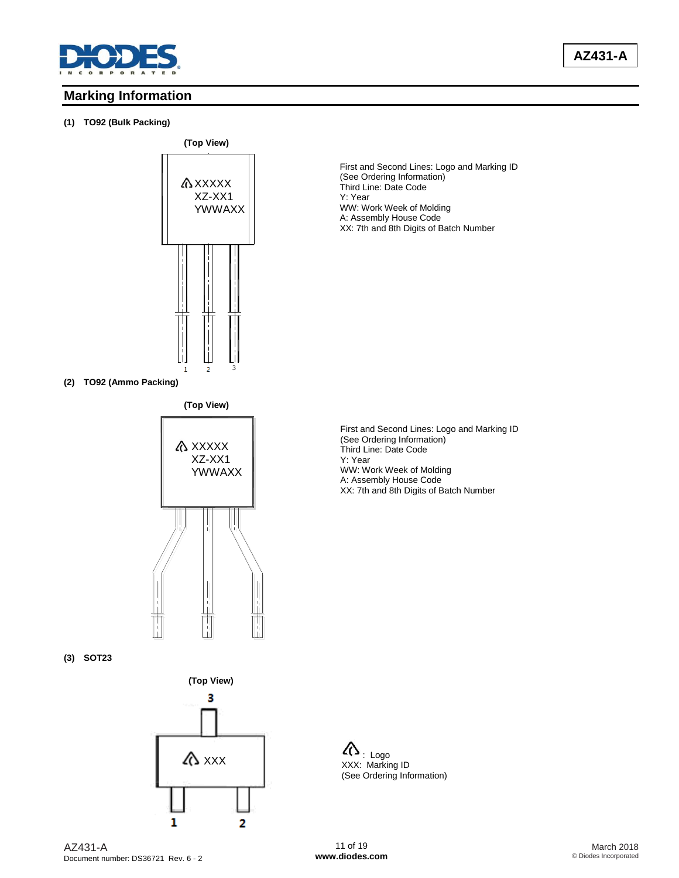## Marking Information

**(1) TO92 (Bulk Packing)**

**(Top View)**

XXXXX
XZ-XX1
YWWAXX

1 2 3

First and Second Lines: Logo and Marking ID
(See Ordering Information)
Third Line: Date Code
Y: Year
WW: Work Week of Molding
A: Assembly House Code
XX: 7th and 8th Digits of Batch Number

**(2) TO92 (Ammo Packing)**

**(Top View)**

XXXXX
XZ-XX1
YWWAXX

First and Second Lines: Logo and Marking ID
(See Ordering Information)
Third Line: Date Code
Y: Year
WW: Work Week of Molding
A: Assembly House Code
XX: 7th and 8th Digits of Batch Number

**(3) SOT23**

**(Top View)**

3

XXX

1 2

: Logo
XXX: Marking ID
(See Ordering Information)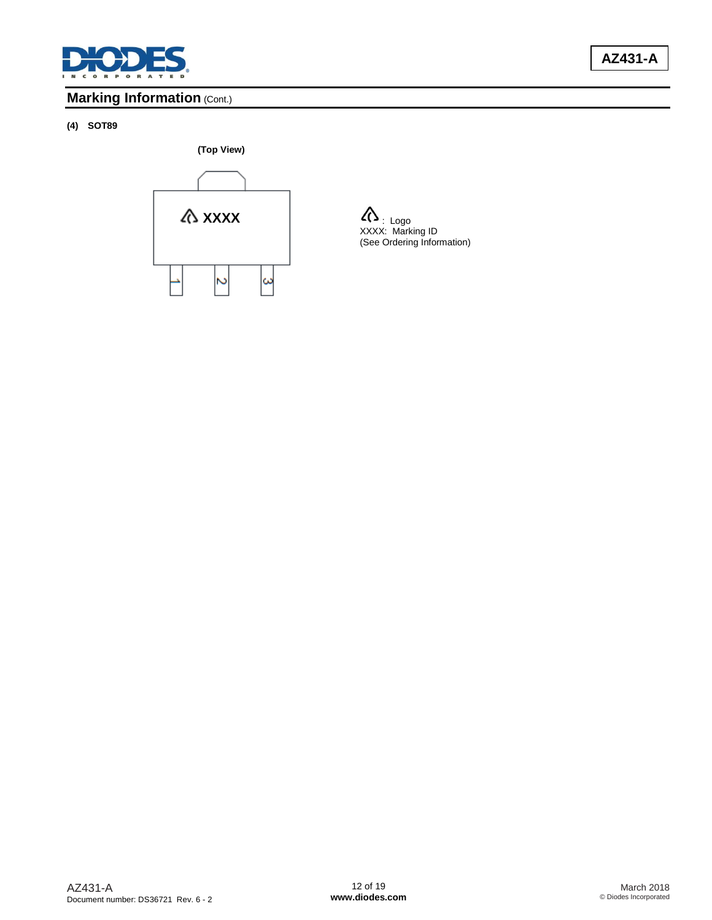## Marking Information (Cont.)

**(4) SOT89**

**(Top View)**

XXXX

1 2 3

: Logo
XXXX: Marking ID
(See Ordering Information)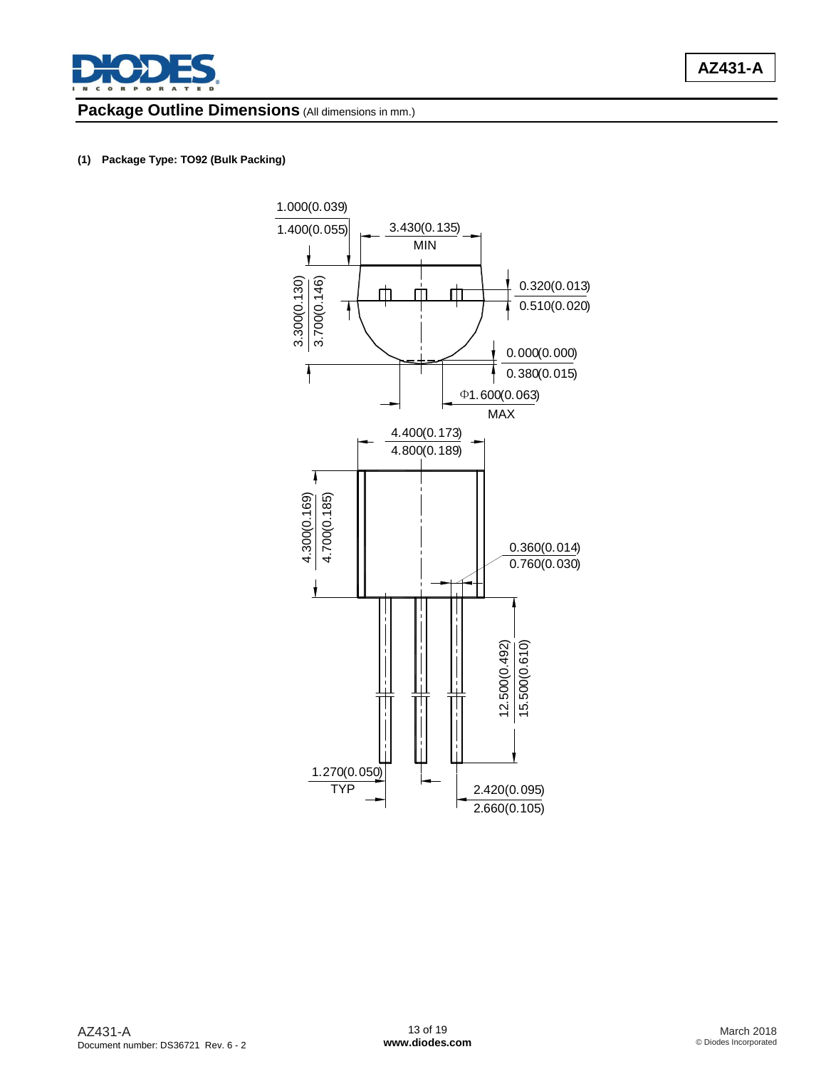## Package Outline Dimensions (All dimensions in mm.)

**(1) Package Type: TO92 (Bulk Packing)**

1.000(0.039)
1.400(0.055)

3.430(0.135)
MIN

3.300(0.130)
3.700(0.146)

0.320(0.013)
0.510(0.020)

0.000(0.000)
0.380(0.015)

Φ1.600(0.063)
MAX

4.400(0.173)
4.800(0.189)

4.300(0.169)
4.700(0.185)

0.360(0.014)
0.760(0.030)

12.500(0.492)
15.500(0.610)

1.270(0.050)
TYP

2.420(0.095)
2.660(0.105)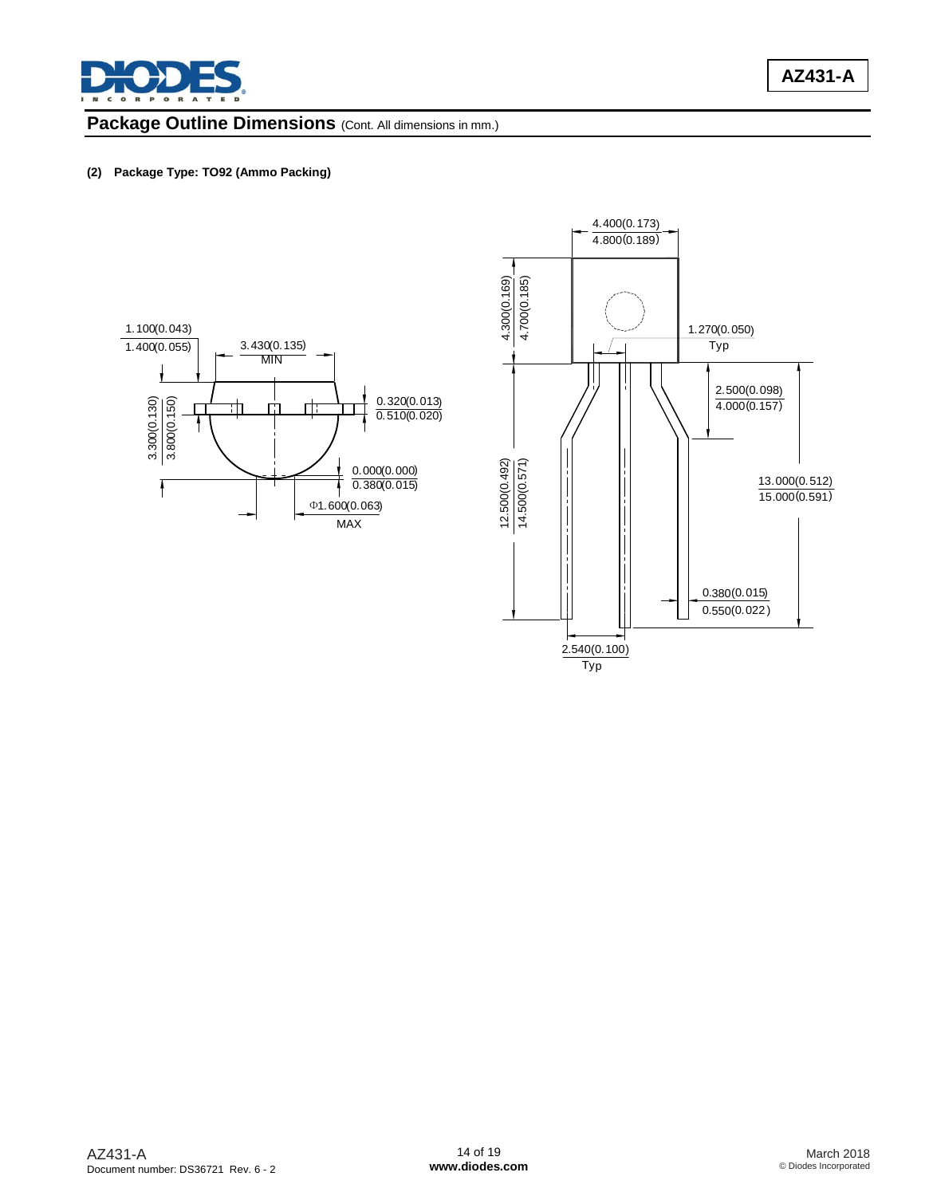## Package Outline Dimensions (Cont. All dimensions in mm.)

**(2) Package Type: TO92 (Ammo Packing)**

1.100(0.043)
1.400(0.055)

3.430(0.135)
MIN

3.300(0.130)
3.800(0.150)

0.320(0.013)
0.510(0.020)

0.000(0.000)
0.380(0.015)

Φ1.600(0.063)
MAX

4.400(0.173)
4.800(0.189)

4.300(0.169)
4.700(0.185)

1.270(0.050)
Typ

2.500(0.098)
4.000(0.157)

12.500(0.492)
14.500(0.571)

13.000(0.512)
15.000(0.591)

0.380(0.015)
0.550(0.022)

2.540(0.100)
Typ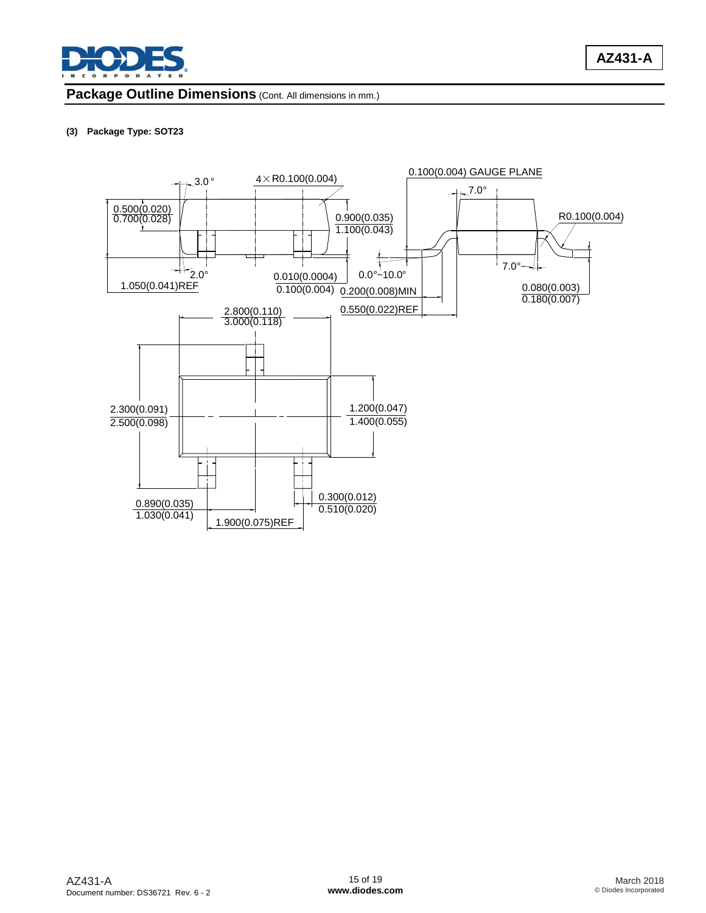## Package Outline Dimensions (Cont. All dimensions in mm.)

**(3) Package Type: SOT23**

3.0°

4×R0.100(0.004)

0.100(0.004) GAUGE PLANE

7.0°

0.500(0.020)
0.700(0.028)

0.900(0.035)
1.100(0.043)

R0.100(0.004)

2.0°

1.050(0.041)REF

0.010(0.0004)
0.100(0.004)

0.0°~10.0°

0.200(0.008)MIN

7.0°

0.080(0.003)
0.180(0.007)

0.550(0.022)REF

2.800(0.110)
3.000(0.118)

2.300(0.091)
2.500(0.098)

1.200(0.047)
1.400(0.055)

0.890(0.035)
1.030(0.041)

0.300(0.012)
0.510(0.020)

1.900(0.075)REF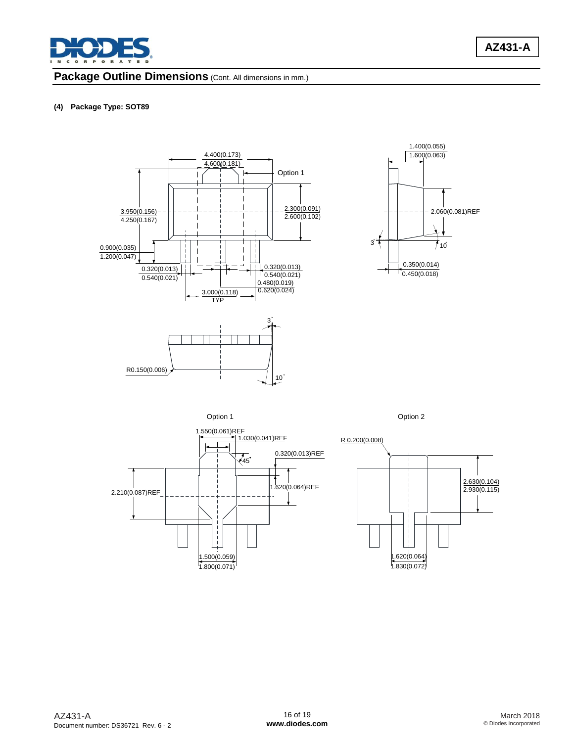## Package Outline Dimensions (Cont. All dimensions in mm.)

**(4) Package Type: SOT89**

4.400(0.173)
4.600(0.181)

Option 1

3.950(0.156)
4.250(0.167)

2.300(0.091)
2.600(0.102)

0.900(0.035)
1.200(0.047)

0.320(0.013)
0.540(0.021)

0.320(0.013)
0.540(0.021)

0.480(0.019)
0.620(0.024)

3.000(0.118)
TYP

1.400(0.055)
1.600(0.063)

2.060(0.081)REF

3°

10°

0.350(0.014)
0.450(0.018)

3°

R0.150(0.006)

10°

Option 1

1.550(0.061)REF

1.030(0.041)REF

0.320(0.013)REF

45°

2.210(0.087)REF

1.620(0.064)REF

1.500(0.059)
1.800(0.071)

Option 2

R 0.200(0.008)

2.630(0.104)
2.930(0.115)

1.620(0.064)
1.830(0.072)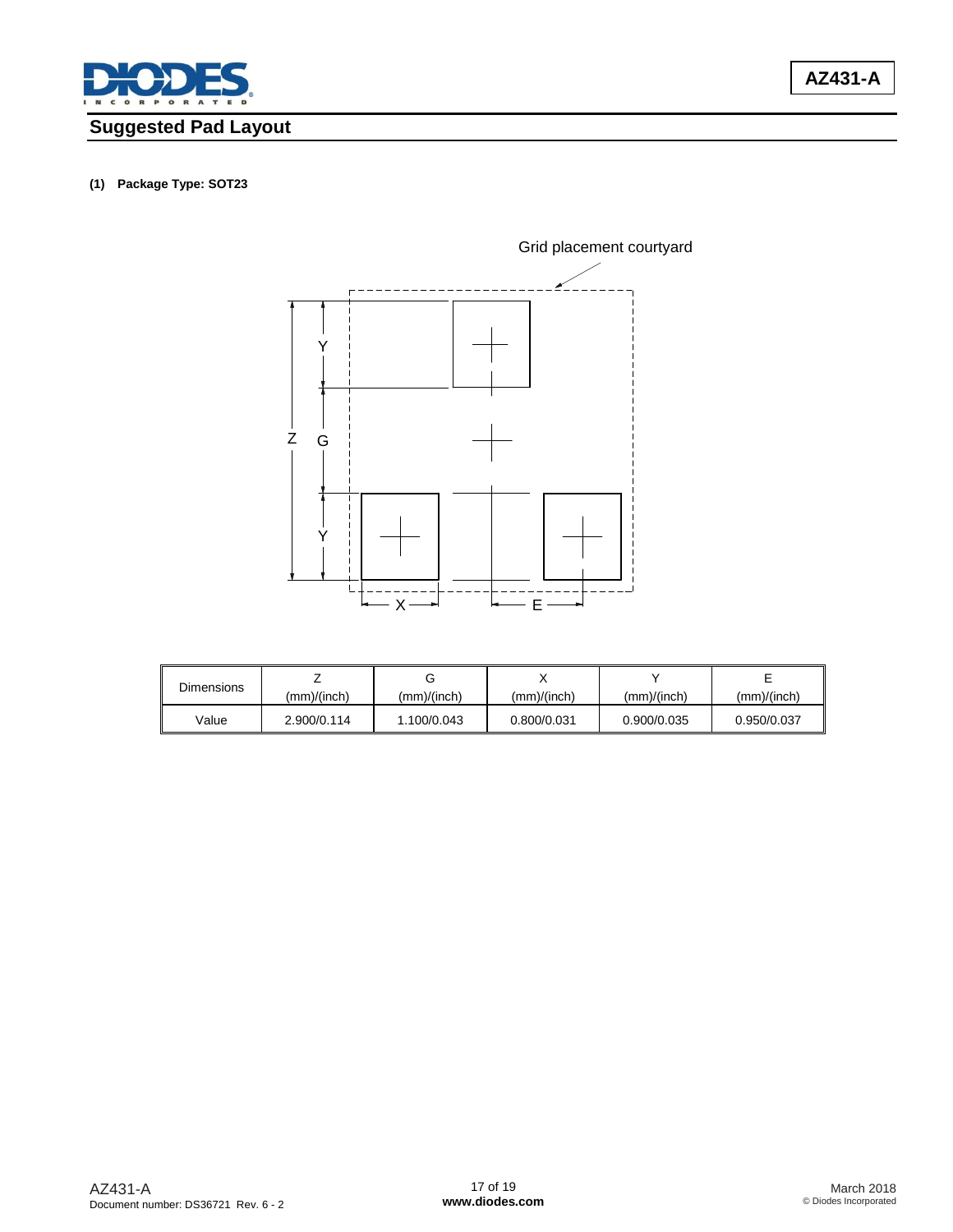## Suggested Pad Layout

**(1) Package Type: SOT23**

| Dimensions | Z (mm)/(inch) | G (mm)/(inch) | X (mm)/(inch) | Y (mm)/(inch) | E (mm)/(inch) |
|---|---|---|---|---|---|
| Value | 2.900/0.114 | 1.100/0.043 | 0.800/0.031 | 0.900/0.035 | 0.950/0.037 |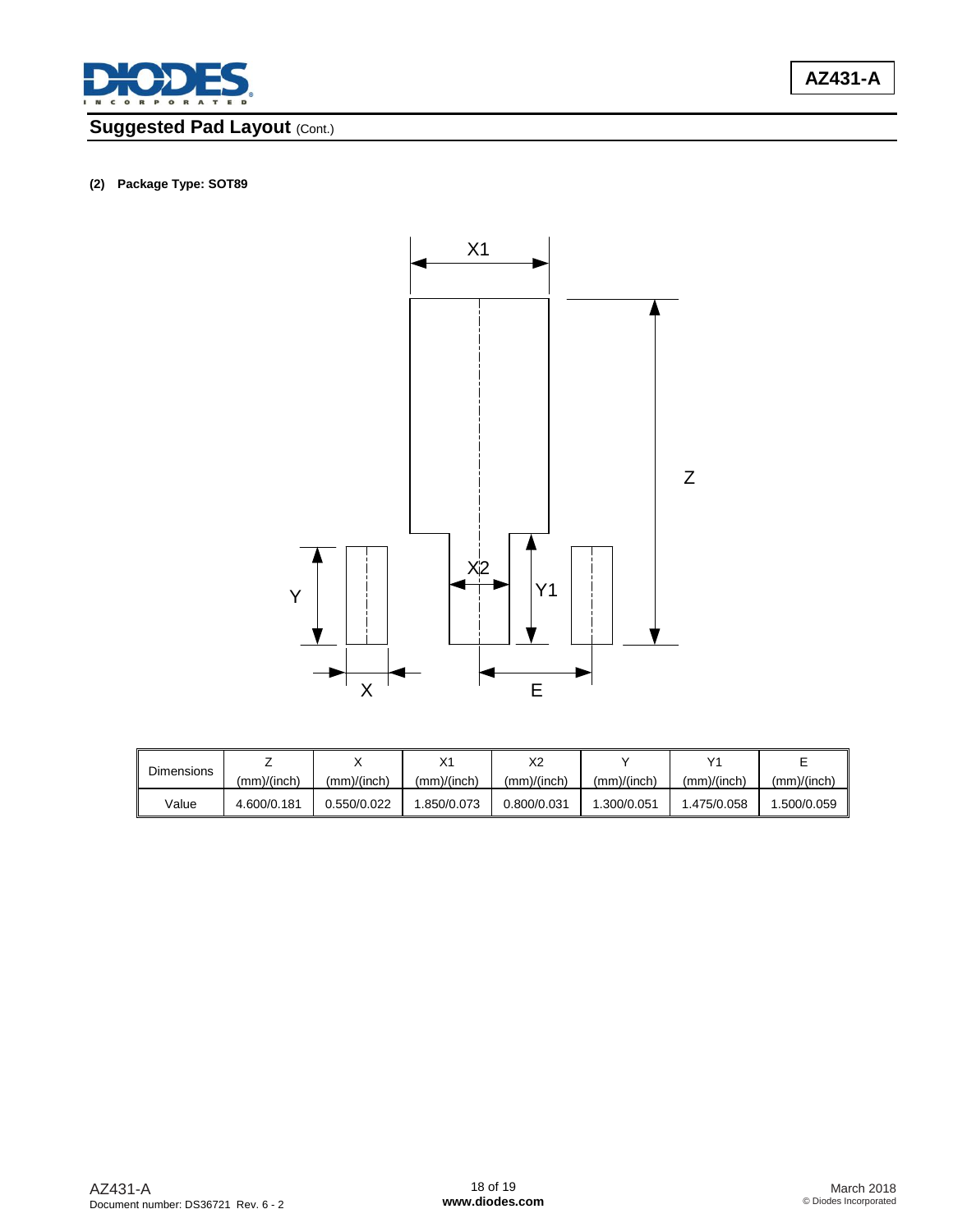## Suggested Pad Layout (Cont.)

**(2) Package Type: SOT89**

| Dimensions | Z (mm)/(inch) | X (mm)/(inch) | X1 (mm)/(inch) | X2 (mm)/(inch) | Y (mm)/(inch) | Y1 (mm)/(inch) | E (mm)/(inch) |
|---|---|---|---|---|---|---|---|
| Value | 4.600/0.181 | 0.550/0.022 | 1.850/0.073 | 0.800/0.031 | 1.300/0.051 | 1.475/0.058 | 1.500/0.059 |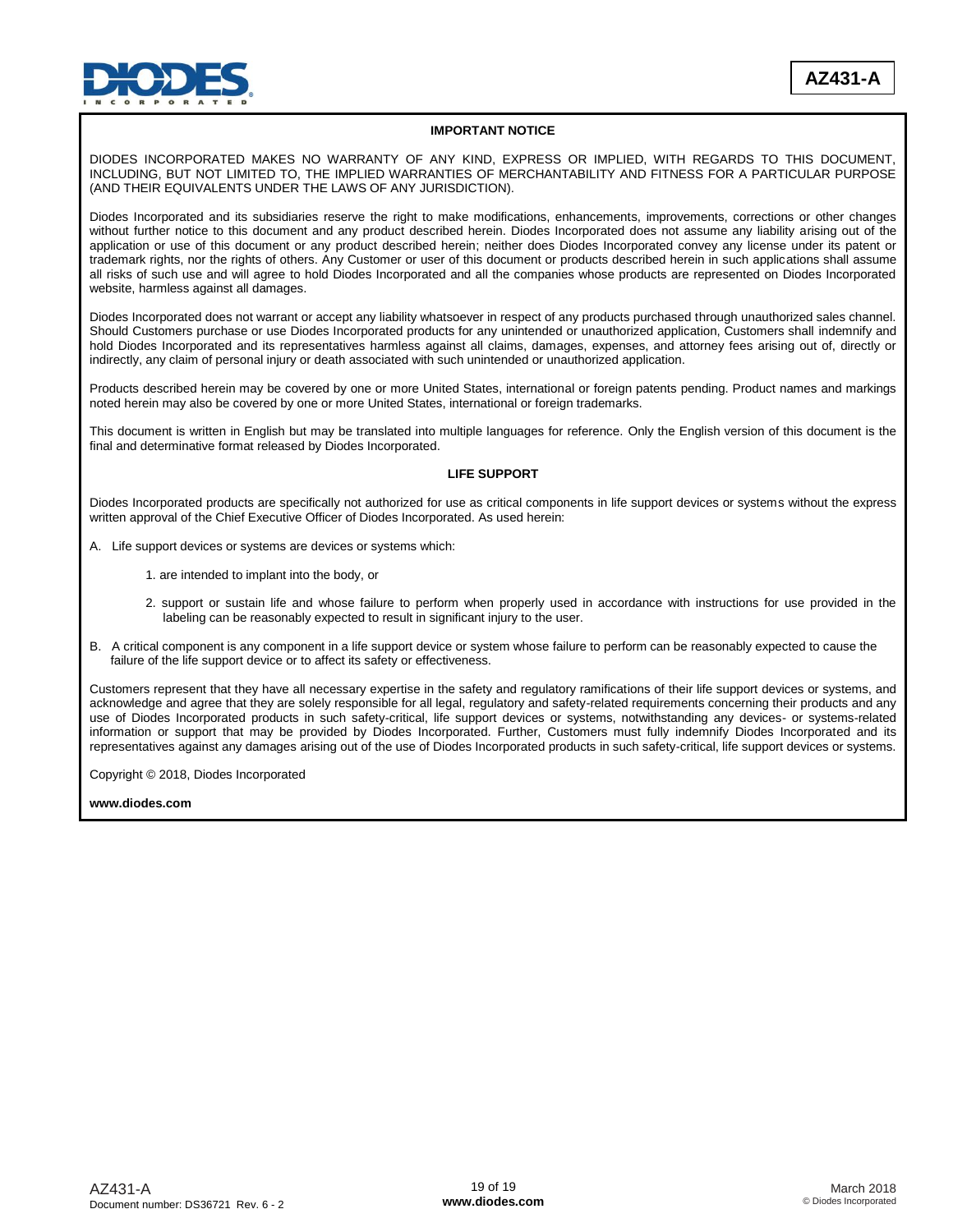## IMPORTANT NOTICE

DIODES INCORPORATED MAKES NO WARRANTY OF ANY KIND, EXPRESS OR IMPLIED, WITH REGARDS TO THIS DOCUMENT, INCLUDING, BUT NOT LIMITED TO, THE IMPLIED WARRANTIES OF MERCHANTABILITY AND FITNESS FOR A PARTICULAR PURPOSE (AND THEIR EQUIVALENTS UNDER THE LAWS OF ANY JURISDICTION).

Diodes Incorporated and its subsidiaries reserve the right to make modifications, enhancements, improvements, corrections or other changes without further notice to this document and any product described herein. Diodes Incorporated does not assume any liability arising out of the application or use of this document or any product described herein; neither does Diodes Incorporated convey any license under its patent or trademark rights, nor the rights of others. Any Customer or user of this document or products described herein in such applications shall assume all risks of such use and will agree to hold Diodes Incorporated and all the companies whose products are represented on Diodes Incorporated website, harmless against all damages.

Diodes Incorporated does not warrant or accept any liability whatsoever in respect of any products purchased through unauthorized sales channel. Should Customers purchase or use Diodes Incorporated products for any unintended or unauthorized application, Customers shall indemnify and hold Diodes Incorporated and its representatives harmless against all claims, damages, expenses, and attorney fees arising out of, directly or indirectly, any claim of personal injury or death associated with such unintended or unauthorized application.

Products described herein may be covered by one or more United States, international or foreign patents pending. Product names and markings noted herein may also be covered by one or more United States, international or foreign trademarks.

This document is written in English but may be translated into multiple languages for reference. Only the English version of this document is the final and determinative format released by Diodes Incorporated.

## LIFE SUPPORT

Diodes Incorporated products are specifically not authorized for use as critical components in life support devices or systems without the express written approval of the Chief Executive Officer of Diodes Incorporated. As used herein:

A. Life support devices or systems are devices or systems which:

1. are intended to implant into the body, or
2. support or sustain life and whose failure to perform when properly used in accordance with instructions for use provided in the labeling can be reasonably expected to result in significant injury to the user.

B. A critical component is any component in a life support device or system whose failure to perform can be reasonably expected to cause the failure of the life support device or to affect its safety or effectiveness.

Customers represent that they have all necessary expertise in the safety and regulatory ramifications of their life support devices or systems, and acknowledge and agree that they are solely responsible for all legal, regulatory and safety-related requirements concerning their products and any use of Diodes Incorporated products in such safety-critical, life support devices or systems, notwithstanding any devices- or systems-related information or support that may be provided by Diodes Incorporated. Further, Customers must fully indemnify Diodes Incorporated and its representatives against any damages arising out of the use of Diodes Incorporated products in such safety-critical, life support devices or systems.

Copyright © 2018, Diodes Incorporated

**www.diodes.com**